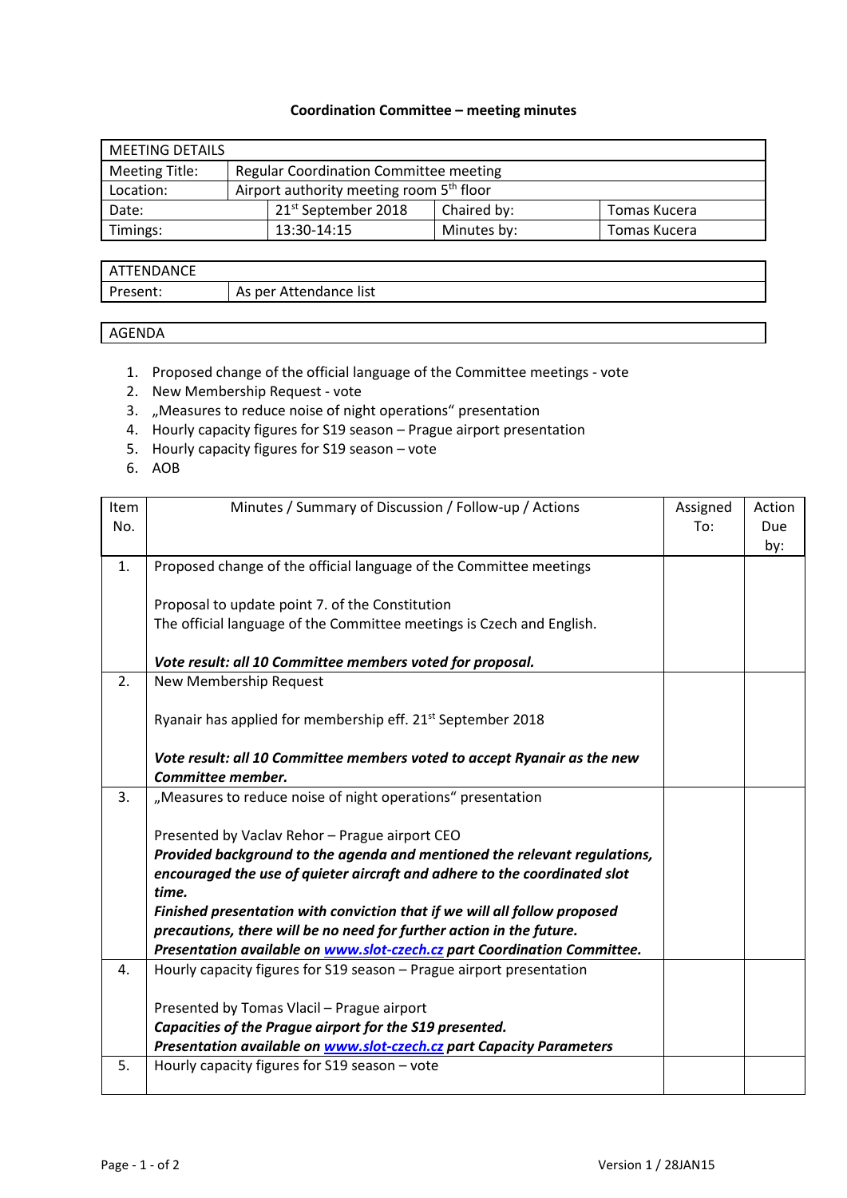**Coordination Committee – meeting minutes**

| MEETING DETAILS | | | |
|---|---|---|---|
| Meeting Title: | Regular Coordination Committee meeting | | |
| Location: | Airport authority meeting room 5th floor | | |
| Date: | 21st September 2018 | Chaired by: | Tomas Kucera |
| Timings: | 13:30-14:15 | Minutes by: | Tomas Kucera |

| ATTENDANCE | |
|---|---|
| Present: | As per Attendance list |

| AGENDA |
|---|

1. Proposed change of the official language of the Committee meetings - vote
2. New Membership Request - vote
3. „Measures to reduce noise of night operations“ presentation
4. Hourly capacity figures for S19 season – Prague airport presentation
5. Hourly capacity figures for S19 season – vote
6. AOB

| Item No. | Minutes / Summary of Discussion / Follow-up / Actions | Assigned To: | Action Due by: |
|---|---|---|---|
| 1. | Proposed change of the official language of the Committee meetings<br><br>Proposal to update point 7. of the Constitution<br>The official language of the Committee meetings is Czech and English.<br><br>***Vote result: all 10 Committee members voted for proposal.*** | | |
| 2. | New Membership Request<br><br>Ryanair has applied for membership eff. 21st September 2018<br><br>***Vote result: all 10 Committee members voted to accept Ryanair as the new Committee member.*** | | |
| 3. | „Measures to reduce noise of night operations“ presentation<br><br>Presented by Vaclav Rehor – Prague airport CEO<br>***Provided background to the agenda and mentioned the relevant regulations, encouraged the use of quieter aircraft and adhere to the coordinated slot time.***<br>***Finished presentation with conviction that if we will all follow proposed precautions, there will be no need for further action in the future.***<br>***Presentation available on www.slot-czech.cz part Coordination Committee.*** | | |
| 4. | Hourly capacity figures for S19 season – Prague airport presentation<br><br>Presented by Tomas Vlacil – Prague airport<br>***Capacities of the Prague airport for the S19 presented.***<br>***Presentation available on www.slot-czech.cz part Capacity Parameters*** | | |
| 5. | Hourly capacity figures for S19 season – vote | | |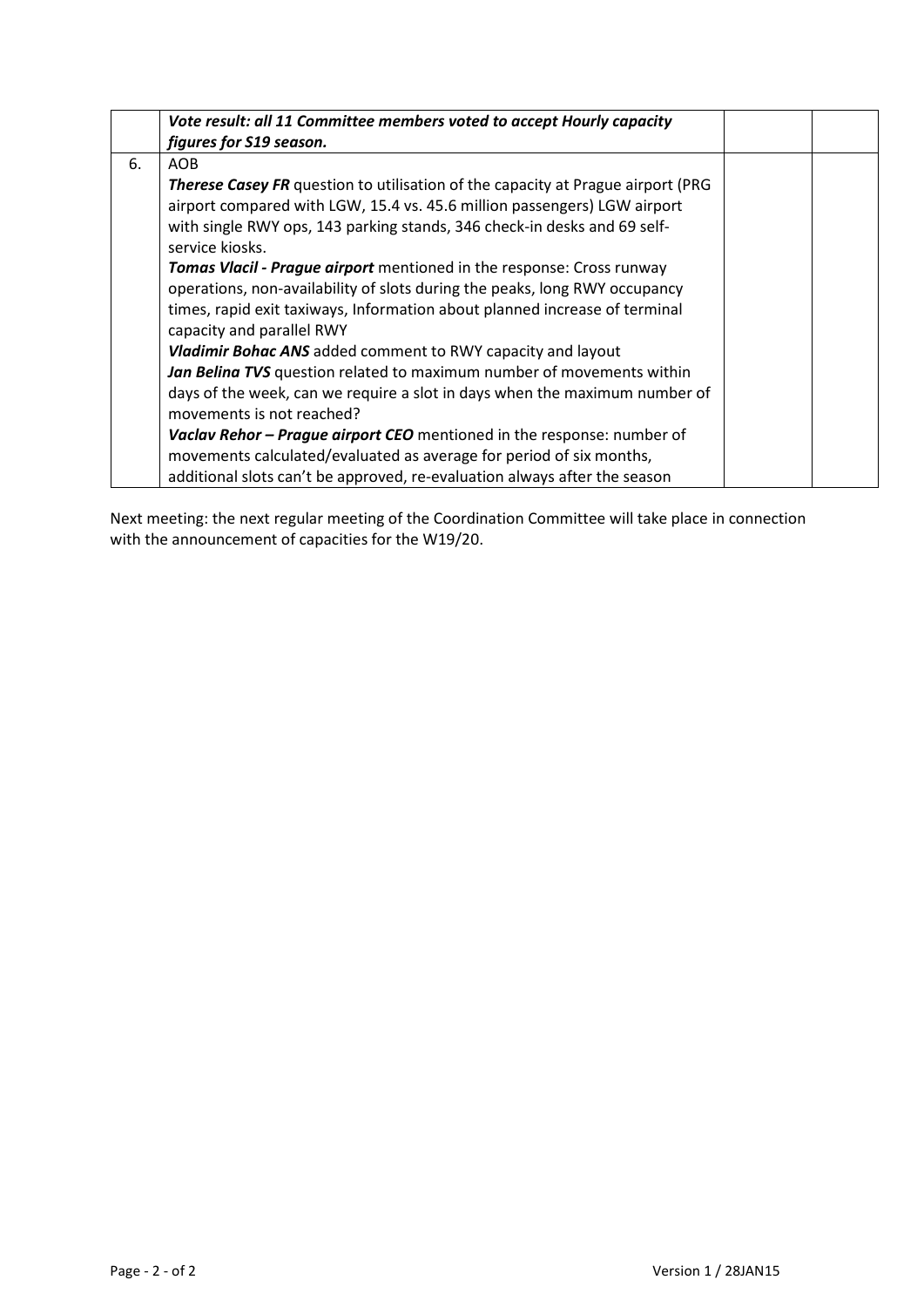| | | | |
|---|---|---|---|
| | ***Vote result: all 11 Committee members voted to accept Hourly capacity figures for S19 season.*** | | |
| 6. | AOB<br>***Therese Casey FR*** question to utilisation of the capacity at Prague airport (PRG airport compared with LGW, 15.4 vs. 45.6 million passengers) LGW airport with single RWY ops, 143 parking stands, 346 check-in desks and 69 self-service kiosks.<br>***Tomas Vlacil - Prague airport*** mentioned in the response: Cross runway operations, non-availability of slots during the peaks, long RWY occupancy times, rapid exit taxiways, Information about planned increase of terminal capacity and parallel RWY<br>***Vladimir Bohac ANS*** added comment to RWY capacity and layout<br>***Jan Belina TVS*** question related to maximum number of movements within days of the week, can we require a slot in days when the maximum number of movements is not reached?<br>***Vaclav Rehor – Prague airport CEO*** mentioned in the response: number of movements calculated/evaluated as average for period of six months, additional slots can't be approved, re-evaluation always after the season | | |

Next meeting: the next regular meeting of the Coordination Committee will take place in connection with the announcement of capacities for the W19/20.

Version 1 / 28JAN15